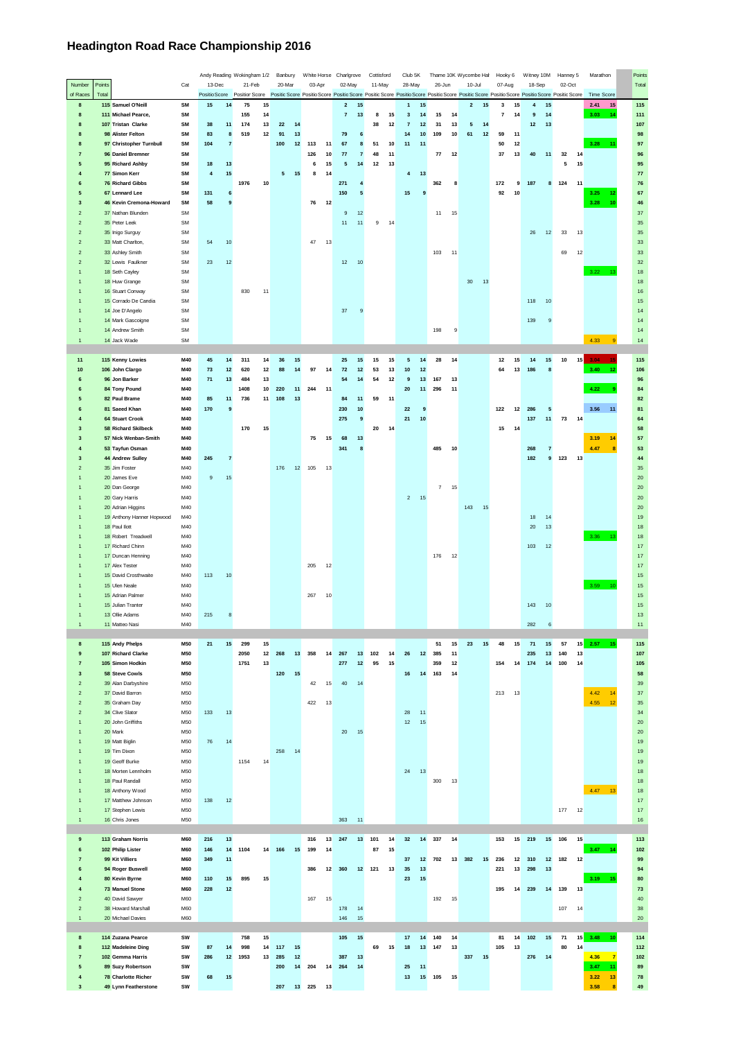# Headington Road Race Championship 2016

| Number | Points | | Cat | Andy Reading 1/2 | | Wokingham 1/2 | | Banbury | | White Horse | | Charlgrove | | Cottisford | | Club 5K | | Thame 10K | | Wycombe Hal | | Hooky 6 | | Witney 10M | | Hanney 5 | | Marathon | | Points |
|---|---|---|---|---|---|---|---|---|---|---|---|---|---|---|---|---|---|---|---|---|---|---|---|---|---|---|---|---|---|---|
| of Races | Total | | | 13-Dec | | 21-Feb | | 20-Mar | | 03-Apr | | 02-May | | 11-May | | 28-May | | 26-Jun | | 10-Jul | | 07-Aug | | 18-Sep | | 02-Oct | | | | Total |
| | | | | Position | Score | Position | Score | Position | Score | Position | Score | Position | Score | Position | Score | Position | Score | Position | Score | Position | Score | Position | Score | Position | Score | Position | Score | Time | Score | |
| 8 | 115 | Samuel O'Neill | SM | 15 | 14 | 75 | 15 | | | | | 2 | 15 | | | 1 | 15 | | | 2 | 15 | 3 | 15 | 4 | 15 | | | 2.41 | 15 | 115 |
| 8 | 111 | Michael Pearce, | SM | | | 155 | 14 | | | | | 7 | 13 | 8 | 15 | 3 | 14 | 15 | 14 | | | 7 | 14 | 9 | 14 | | | 3.03 | 14 | 111 |
| 8 | 107 | Tristan Clarke | SM | 38 | 11 | 174 | 13 | 22 | 14 | | | | | 38 | 12 | 7 | 12 | 31 | 13 | 5 | 14 | | | 12 | 13 | | | | | 107 |
| 8 | 98 | Alister Felton | SM | 83 | 8 | 519 | 12 | 91 | 13 | | | 79 | 6 | | | 14 | 10 | 109 | 10 | 61 | 12 | 59 | 11 | | | | | | | 98 |
| 8 | 97 | Christopher Turnbull | SM | 104 | 7 | | | 100 | 12 | 113 | 11 | 67 | 8 | 51 | 10 | 11 | 11 | | | | | 50 | 12 | | | | | 3.28 | 11 | 97 |
| 7 | 96 | Daniel Bremner | SM | | | | | | | 126 | 10 | 77 | 7 | 48 | 11 | | | 77 | 12 | | | 37 | 13 | 40 | 11 | 32 | 14 | | | 96 |
| 5 | 95 | Richard Ashby | SM | 18 | 13 | | | | | 6 | 15 | 5 | 14 | 12 | 13 | | | | | | | | | | | 5 | 15 | | | 95 |
| 4 | 77 | Simon Kerr | SM | 4 | 15 | | | 5 | 15 | 8 | 14 | | | | | 4 | 13 | | | | | | | | | | | | | 77 |
| 6 | 76 | Richard Gibbs | SM | | | 1976 | 10 | | | | | 271 | 4 | | | | | 362 | 8 | | | 172 | 9 | 187 | 8 | 124 | 11 | | | 76 |
| 5 | 67 | Lennard Lee | SM | 131 | 6 | | | | | | | 150 | 5 | | | 15 | 9 | | | | | 92 | 10 | | | | | 3.25 | 12 | 67 |
| 3 | 46 | Kevin Cremona-Howard | SM | 58 | 9 | | | | | 76 | 12 | | | | | | | | | | | | | | | | | 3.28 | 10 | 46 |
| 2 | 37 | Nathan Blunden | SM | | | | | | | | | 9 | 12 | | | | | 11 | 15 | | | | | | | | | | | 37 |
| 2 | 35 | Peter Leek | SM | | | | | | | | | 11 | 11 | 9 | 14 | | | | | | | | | | | | | | | 35 |
| 2 | 35 | Inigo Surguy | SM | | | | | | | | | | | | | | | | | | | | | 26 | 12 | 33 | 13 | | | 35 |
| 2 | 33 | Matt Charlton, | SM | 54 | 10 | | | | | 47 | 13 | | | | | | | | | | | | | | | | | | | 33 |
| 2 | 33 | Ashley Smith | SM | | | | | | | | | | | | | | | 103 | 11 | | | | | | | 69 | 12 | | | 33 |
| 2 | 32 | Lewis Faulkner | SM | 23 | 12 | | | | | | | 12 | 10 | | | | | | | | | | | | | | | | | 32 |
| 1 | 18 | Seth Cayley | SM | | | | | | | | | | | | | | | | | | | | | | | | | 3.22 | 13 | 18 |
| 1 | 18 | Huw Grange | SM | | | | | | | | | | | | | | | | | 30 | 13 | | | | | | | | | 18 |
| 1 | 16 | Stuart Conway | SM | | | 830 | 11 | | | | | | | | | | | | | | | | | | | | | | | 16 |
| 1 | 15 | Corrado De Candia | SM | | | | | | | | | | | | | | | | | | | | | 118 | 10 | | | | | 15 |
| 1 | 14 | Joe D'Angelo | SM | | | | | | | | | 37 | 9 | | | | | | | | | | | | | | | | | 14 |
| 1 | 14 | Mark Gascoigne | SM | | | | | | | | | | | | | | | | | | | | | 139 | 9 | | | | | 14 |
| 1 | 14 | Andrew Smith | SM | | | | | | | | | | | | | | | 198 | 9 | | | | | | | | | | | 14 |
| 1 | 14 | Jack Wade | SM | | | | | | | | | | | | | | | | | | | | | | | | | 4.33 | 9 | 14 |
| 11 | 115 | Kenny Lowies | M40 | 45 | 14 | 311 | 14 | 36 | 15 | | | 25 | 15 | 15 | 15 | 5 | 14 | 28 | 14 | | | 12 | 15 | 14 | 15 | 10 | 15 | 3.04 | 15 | 115 |
| 10 | 106 | John Clargo | M40 | 73 | 12 | 620 | 12 | 88 | 14 | 97 | 14 | 72 | 12 | 53 | 13 | 10 | 12 | | | | | 64 | 13 | 186 | 8 | | | 3.40 | 12 | 106 |
| 6 | 96 | Jon Barker | M40 | 71 | 13 | 484 | 13 | | | | | 54 | 14 | 54 | 12 | 9 | 13 | 167 | 13 | | | | | | | | | | | 96 |
| 6 | 84 | Tony Pound | M40 | | | 1408 | 10 | 220 | 11 | 244 | 11 | | | | | 20 | 11 | 296 | 11 | | | | | | | | | 4.22 | 9 | 84 |
| 5 | 82 | Paul Brame | M40 | 85 | 11 | 736 | 11 | 108 | 13 | | | 84 | 11 | 59 | 11 | | | | | | | | | | | | | | | 82 |
| 6 | 81 | Saeed Khan | M40 | 170 | 9 | | | | | | | 230 | 10 | | | 22 | 9 | | | | | 122 | 12 | 286 | 5 | | | 3.56 | 11 | 81 |
| 4 | 64 | Stuart Crook | M40 | | | | | | | | | 275 | 9 | | | 21 | 10 | | | | | | | 137 | 11 | 73 | 14 | | | 64 |
| 3 | 58 | Richard Skilbeck | M40 | | | 170 | 15 | | | | | | | 20 | 14 | | | | | | | 15 | 14 | | | | | | | 58 |
| 3 | 57 | Nick Wenban-Smith | M40 | | | | | | | 75 | 15 | 68 | 13 | | | | | | | | | | | | | | | 3.19 | 14 | 57 |
| 4 | 53 | Tayfun Osman | M40 | | | | | | | | | 341 | 8 | | | | | 485 | 10 | | | | | 268 | 7 | | | 4.47 | 8 | 53 |
| 3 | 44 | Andrew Sulley | M40 | 245 | 7 | | | | | | | | | | | | | | | | | | | 182 | 9 | 123 | 13 | | | 44 |
| 2 | 35 | Jim Foster | M40 | | | | | 176 | 12 | 105 | 13 | | | | | | | | | | | | | | | | | | | 35 |
| 1 | 20 | James Eve | M40 | 9 | 15 | | | | | | | | | | | | | | | | | | | | | | | | | 20 |
| 1 | 20 | Dan George | M40 | | | | | | | | | | | | | | | 7 | 15 | | | | | | | | | | | 20 |
| 1 | 20 | Gary Harris | M40 | | | | | | | | | | | | | 2 | 15 | | | | | | | | | | | | | 20 |
| 1 | 20 | Adrian Higgins | M40 | | | | | | | | | | | | | | | | | 143 | 15 | | | | | | | | | 20 |
| 1 | 19 | Anthony Hanner Hopwood | M40 | | | | | | | | | | | | | | | | | | | | | 18 | 14 | | | | | 19 |
| 1 | 18 | Paul Ilott | M40 | | | | | | | | | | | | | | | | | | | | | 20 | 13 | | | | | 18 |
| 1 | 18 | Robert Treadwell | M40 | | | | | | | | | | | | | | | | | | | | | | | | | 3.36 | 13 | 18 |
| 1 | 17 | Richard Chinn | M40 | | | | | | | | | | | | | | | | | | | | | 103 | 12 | | | | | 17 |
| 1 | 17 | Duncan Henning | M40 | | | | | | | | | | | | | | | 176 | 12 | | | | | | | | | | | 17 |
| 1 | 17 | Alex Tester | M40 | | | | | | | 205 | 12 | | | | | | | | | | | | | | | | | | | 17 |
| 1 | 15 | David Crosthwaite | M40 | 113 | 10 | | | | | | | | | | | | | | | | | | | | | | | | | 15 |
| 1 | 15 | Ulen Neale | M40 | | | | | | | | | | | | | | | | | | | | | | | | | 3.59 | 10 | 15 |
| 1 | 15 | Adrian Palmer | M40 | | | | | | | 267 | 10 | | | | | | | | | | | | | | | | | | | 15 |
| 1 | 15 | Julian Tranter | M40 | | | | | | | | | | | | | | | | | | | | | 143 | 10 | | | | | 15 |
| 1 | 13 | Ollie Adams | M40 | 215 | 8 | | | | | | | | | | | | | | | | | | | | | | | | | 13 |
| 1 | 11 | Matteo Nasi | M40 | | | | | | | | | | | | | | | | | | | | | 282 | 6 | | | | | 11 |
| 8 | 115 | Andy Phelps | M50 | 21 | 15 | 299 | 15 | | | | | | | | | | | 51 | 15 | 23 | 15 | 48 | 15 | 71 | 15 | 57 | 15 | 2.57 | 15 | 115 |
| 9 | 107 | Richard Clarke | M50 | | | 2050 | 12 | 268 | 13 | 358 | 14 | 267 | 13 | 102 | 14 | 26 | 12 | 385 | 11 | | | | | 235 | 13 | 140 | 13 | | | 107 |
| 7 | 105 | Simon Hodkin | M50 | | | 1751 | 13 | | | | | 277 | 12 | 95 | 15 | | | 359 | 12 | | | 154 | 14 | 174 | 14 | 100 | 14 | | | 105 |
| 3 | 58 | Steve Cowls | M50 | | | | | 120 | 15 | | | | | | | 16 | 14 | 163 | 14 | | | | | | | | | | | 58 |
| 2 | 39 | Alan Darbyshire | M50 | | | | | | | 42 | 15 | 40 | 14 | | | | | | | | | | | | | | | | | 39 |
| 2 | 37 | David Barron | M50 | | | | | | | | | | | | | | | | | | | 213 | 13 | | | | | 4.42 | 14 | 37 |
| 2 | 35 | Graham Day | M50 | | | | | | | 422 | 13 | | | | | | | | | | | | | | | | | 4.55 | 12 | 35 |
| 2 | 34 | Clive Slator | M50 | 133 | 13 | | | | | | | | | | | 28 | 11 | | | | | | | | | | | | | 34 |
| 1 | 20 | John Griffiths | M50 | | | | | | | | | | | | | 12 | 15 | | | | | | | | | | | | | 20 |
| 1 | 20 | Mark | M50 | | | | | | | | | 20 | 15 | | | | | | | | | | | | | | | | | 20 |
| 1 | 19 | Matt Biglin | M50 | 76 | 14 | | | | | | | | | | | | | | | | | | | | | | | | | 19 |
| 1 | 19 | Tim Dixon | M50 | | | | | 258 | 14 | | | | | | | | | | | | | | | | | | | | | 19 |
| 1 | 19 | Geoff Burke | M50 | | | 1154 | 14 | | | | | | | | | | | | | | | | | | | | | | | 19 |
| 1 | 18 | Morten Lennholm | M50 | | | | | | | | | | | | | 24 | 13 | | | | | | | | | | | | | 18 |
| 1 | 18 | Paul Randall | M50 | | | | | | | | | | | | | | | 300 | 13 | | | | | | | | | | | 18 |
| 1 | 18 | Anthony Wood | M50 | | | | | | | | | | | | | | | | | | | | | | | | | 4.47 | 13 | 18 |
| 1 | 17 | Matthew Johnson | M50 | 138 | 12 | | | | | | | | | | | | | | | | | | | | | | | | | 17 |
| 1 | 17 | Stephen Lewis | M50 | | | | | | | | | | | | | | | | | | | | | | | 177 | 12 | | | 17 |
| 1 | 16 | Chris Jones | M50 | | | | | | | | | 363 | 11 | | | | | | | | | | | | | | | | | 16 |
| 9 | 113 | Graham Norris | M60 | 216 | 13 | | | | | 316 | 13 | 247 | 13 | 101 | 14 | 32 | 14 | 337 | 14 | | | 153 | 15 | 219 | 15 | 106 | 15 | | | 113 |
| 6 | 102 | Philip Lister | M60 | 146 | 14 | 1104 | 14 | 166 | 15 | 199 | 14 | | | 87 | 15 | | | | | | | | | | | | | 3.47 | 14 | 102 |
| 7 | 99 | Kit Villiers | M60 | 349 | 11 | | | | | | | | | | | 37 | 12 | 702 | 13 | 382 | 15 | 236 | 12 | 310 | 12 | 182 | 12 | | | 99 |
| 6 | 94 | Roger Buswell | M60 | | | | | | | 386 | 12 | 360 | 12 | 121 | 13 | 35 | 13 | | | | | 221 | 13 | 298 | 13 | | | | | 94 |
| 4 | 80 | Kevin Byrne | M60 | 110 | 15 | 895 | 15 | | | | | | | | | 23 | 15 | | | | | | | | | | | 3.19 | 15 | 80 |
| 4 | 73 | Manuel Stone | M60 | 228 | 12 | | | | | | | | | | | | | | | | | 195 | 14 | 239 | 14 | 139 | 13 | | | 73 |
| 2 | 40 | David Sawyer | M60 | | | | | | | 167 | 15 | | | | | | | 192 | 15 | | | | | | | | | | | 40 |
| 2 | 38 | Howard Marshall | M60 | | | | | | | | | 178 | 14 | | | | | | | | | | | | | 107 | 14 | | | 38 |
| 1 | 20 | Michael Davies | M60 | | | | | | | | | 146 | 15 | | | | | | | | | | | | | | | | | 20 |
| 8 | 114 | Zuzana Pearce | SW | | | 758 | 15 | | | | | 105 | 15 | | | 17 | 14 | 140 | 14 | | | 81 | 14 | 102 | 15 | 71 | 15 | 3.48 | 10 | 114 |
| 8 | 112 | Madeleine Ding | SW | 87 | 14 | 998 | 14 | 117 | 15 | | | | | 69 | 15 | 18 | 13 | 147 | 13 | | | 105 | 13 | | | 80 | 14 | | | 112 |
| 7 | 102 | Gemma Harris | SW | 286 | 12 | 1953 | 13 | 285 | 12 | | | 387 | 13 | | | | | | | 337 | 15 | | | 276 | 14 | | | 4.36 | 7 | 102 |
| 5 | 89 | Suzy Robertson | SW | | | | | 200 | 14 | 204 | 14 | 264 | 14 | | | 25 | 11 | | | | | | | | | | | 3.47 | 11 | 89 |
| 4 | 78 | Charlotte Richer | SW | 68 | 15 | | | | | | | | | | | 13 | 15 | 105 | 15 | | | | | | | | | 3.22 | 13 | 78 |
| 3 | 49 | Lynn Featherstone | SW | | | | | 207 | 13 | 225 | 13 | | | | | | | | | | | | | | | | | 3.58 | 8 | 49 |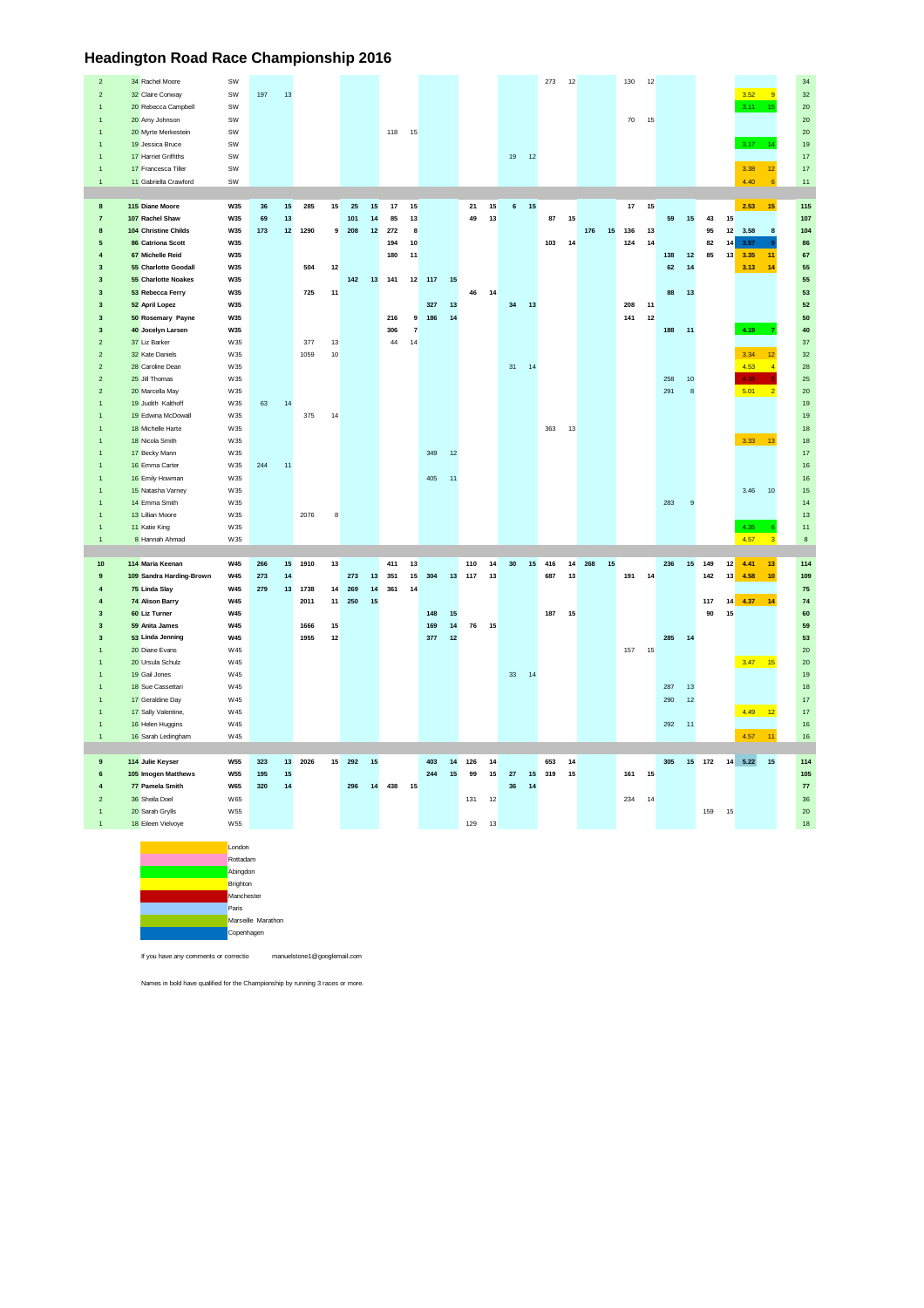# Headington Road Race Championship 2016

| | | | | | | | | | | | | | | | | | | | | | | | | | | | | | | |
|---|---|---|---|---|---|---|---|---|---|---|---|---|---|---|---|---|---|---|---|---|---|---|---|---|---|---|---|---|---|---|
| 2 | 34 | Rachel Moore | SW | | | | | | | | | | | | | | | 273 | 12 | | | 130 | 12 | | | | | | | 34 |
| 2 | 32 | Claire Conway | SW | 197 | 13 | | | | | | | | | | | | | | | | | | | | | | | 3.52 | 9 | 32 |
| 1 | 20 | Rebecca Campbell | SW | | | | | | | | | | | | | | | | | | | | | | | | | 3.11 | 15 | 20 |
| 1 | 20 | Amy Johnson | SW | | | | | | | | | | | | | | | | | | | 70 | 15 | | | | | | | 20 |
| 1 | 20 | Myrte Merkestein | SW | | | | | | | 118 | 15 | | | | | | | | | | | | | | | | | | | 20 |
| 1 | 19 | Jessica Bruce | SW | | | | | | | | | | | | | | | | | | | | | | | | | 3.17 | 14 | 19 |
| 1 | 17 | Harriet Griffiths | SW | | | | | | | | | | | | | 19 | 12 | | | | | | | | | | | | | 17 |
| 1 | 17 | Francesca Tiller | SW | | | | | | | | | | | | | | | | | | | | | | | | | 3.38 | 12 | 17 |
| 1 | 11 | Gabriella Crawford | SW | | | | | | | | | | | | | | | | | | | | | | | | | 4.40 | 6 | 11 |
| **8** | **115** | **Diane Moore** | **W35** | **36** | **15** | **285** | **15** | **25** | **15** | **17** | **15** | | | **21** | **15** | **6** | **15** | | | | | **17** | **15** | | | | | **2.53** | **15** | **115** |
| **7** | **107** | **Rachel Shaw** | **W35** | **69** | **13** | | | **101** | **14** | **85** | **13** | | | **49** | **13** | | | **87** | **15** | | | | | **59** | **15** | **43** | **15** | | | **107** |
| **8** | **104** | **Christine Childs** | **W35** | **173** | **12** | **1290** | **9** | **208** | **12** | **272** | **8** | | | | | | | | | **176** | **15** | **136** | **13** | | | **95** | **12** | **3.58** | **8** | **104** |
| **5** | **86** | **Catriona Scott** | **W35** | | | | | | | **194** | **10** | | | | | | | **103** | **14** | | | **124** | **14** | | | **82** | **14** | **3.57** | **9** | **86** |
| **4** | **67** | **Michelle Reid** | **W35** | | | | | | | **180** | **11** | | | | | | | | | | | | | **138** | **12** | **85** | **13** | **3.35** | **11** | **67** |
| **3** | **55** | **Charlotte Goodall** | **W35** | | | **504** | **12** | | | | | | | | | | | | | | | | | **62** | **14** | | | **3.13** | **14** | **55** |
| **3** | **55** | **Charlotte Noakes** | **W35** | | | | | **142** | **13** | **141** | **12** | **117** | **15** | | | | | | | | | | | | | | | | | **55** |
| **3** | **53** | **Rebecca Ferry** | **W35** | | | **725** | **11** | | | | | | | **46** | **14** | | | | | | | | | **88** | **13** | | | | | **53** |
| **3** | **52** | **April Lopez** | **W35** | | | | | | | | | **327** | **13** | | | **34** | **13** | | | | | **208** | **11** | | | | | | | **52** |
| **3** | **50** | **Rosemary Payne** | **W35** | | | | | | | **216** | **9** | **186** | **14** | | | | | | | | | **141** | **12** | | | | | | | **50** |
| **3** | **40** | **Jocelyn Larsen** | **W35** | | | | | | | **306** | **7** | | | | | | | | | | | | | **188** | **11** | | | **4.19** | **7** | **40** |
| 2 | 37 | Liz Barker | W35 | | | 377 | 13 | | | 44 | 14 | | | | | | | | | | | | | | | | | | | 37 |
| 2 | 32 | Kate Daniels | W35 | | | 1059 | 10 | | | | | | | | | | | | | | | | | | | | | 3.34 | 12 | 32 |
| 2 | 28 | Caroline Dean | W35 | | | | | | | | | | | | | 31 | 14 | | | | | | | | | | | 4.53 | 4 | 28 |
| 2 | 25 | Jill Thomas | W35 | | | | | | | | | | | | | | | | | | | | | 258 | 10 | | | 4.38 | 5 | 25 |
| 2 | 20 | Marcella May | W35 | | | | | | | | | | | | | | | | | | | | | 291 | 8 | | | 5.01 | 2 | 20 |
| 1 | 19 | Judith Kalthoff | W35 | 63 | 14 | | | | | | | | | | | | | | | | | | | | | | | | | 19 |
| 1 | 19 | Edwina McDowall | W35 | | | 375 | 14 | | | | | | | | | | | | | | | | | | | | | | | 19 |
| 1 | 18 | Michelle Harte | W35 | | | | | | | | | | | | | | | 363 | 13 | | | | | | | | | | | 18 |
| 1 | 18 | Nicola Smith | W35 | | | | | | | | | | | | | | | | | | | | | | | | | 3.33 | 13 | 18 |
| 1 | 17 | Becky Mann | W35 | | | | | | | | | 349 | 12 | | | | | | | | | | | | | | | | | 17 |
| 1 | 16 | Emma Carter | W35 | 244 | 11 | | | | | | | | | | | | | | | | | | | | | | | | | 16 |
| 1 | 16 | Emily Howman | W35 | | | | | | | | | 405 | 11 | | | | | | | | | | | | | | | | | 16 |
| 1 | 15 | Natasha Varney | W35 | | | | | | | | | | | | | | | | | | | | | | | | | 3.46 | 10 | 15 |
| 1 | 14 | Emma Smith | W35 | | | | | | | | | | | | | | | | | | | | | 283 | 9 | | | | | 14 |
| 1 | 13 | Lillian Moore | W35 | | | 2076 | 8 | | | | | | | | | | | | | | | | | | | | | | | 13 |
| 1 | 11 | Katie King | W35 | | | | | | | | | | | | | | | | | | | | | | | | | 4.35 | 6 | 11 |
| 1 | 8 | Hannah Ahmad | W35 | | | | | | | | | | | | | | | | | | | | | | | | | 4.57 | 3 | 8 |
| **10** | **114** | **Maria Keenan** | **W45** | **266** | **15** | **1910** | **13** | | | **411** | **13** | | | **110** | **14** | **30** | **15** | **416** | **14** | **268** | **15** | | | **236** | **15** | **149** | **12** | **4.41** | **13** | **114** |
| **9** | **109** | **Sandra Harding-Brown** | **W45** | **273** | **14** | | | **273** | **13** | **351** | **15** | **304** | **13** | **117** | **13** | | | **687** | **13** | | | **191** | **14** | | | **142** | **13** | **4.58** | **10** | **109** |
| **4** | **75** | **Linda Slay** | **W45** | **279** | **13** | **1738** | **14** | **269** | **14** | **361** | **14** | | | | | | | | | | | | | | | | | | | **75** |
| **4** | **74** | **Alison Barry** | **W45** | | | **2011** | **11** | **250** | **15** | | | | | | | | | | | | | | | | | **117** | **14** | **4.37** | **14** | **74** |
| **3** | **60** | **Liz Turner** | **W45** | | | | | | | | | **148** | **15** | | | | | **187** | **15** | | | | | | | **90** | **15** | | | **60** |
| **3** | **59** | **Anita James** | **W45** | | | **1666** | **15** | | | | | **169** | **14** | **76** | **15** | | | | | | | | | | | | | | | **59** |
| **3** | **53** | **Linda Jenning** | **W45** | | | **1955** | **12** | | | | | **377** | **12** | | | | | | | | | | | **285** | **14** | | | | | **53** |
| 1 | 20 | Diane Evans | W45 | | | | | | | | | | | | | | | | | | | 157 | 15 | | | | | | | 20 |
| 1 | 20 | Ursula Schulz | W45 | | | | | | | | | | | | | | | | | | | | | | | | | 3.47 | 15 | 20 |
| 1 | 19 | Gail Jones | W45 | | | | | | | | | | | | | 33 | 14 | | | | | | | | | | | | | 19 |
| 1 | 18 | Sue Cassettari | W45 | | | | | | | | | | | | | | | | | | | | | 287 | 13 | | | | | 18 |
| 1 | 17 | Geraldine Day | W45 | | | | | | | | | | | | | | | | | | | | | 290 | 12 | | | | | 17 |
| 1 | 17 | Sally Valentine, | W45 | | | | | | | | | | | | | | | | | | | | | | | | | 4.49 | 12 | 17 |
| 1 | 16 | Helen Huggins | W45 | | | | | | | | | | | | | | | | | | | | | 292 | 11 | | | | | 16 |
| 1 | 16 | Sarah Ledingham | W45 | | | | | | | | | | | | | | | | | | | | | | | | | 4.57 | 11 | 16 |
| **9** | **114** | **Julie Keyser** | **W55** | **323** | **13** | **2026** | **15** | **292** | **15** | | | **403** | **14** | **126** | **14** | | | **653** | **14** | | | | | **305** | **15** | **172** | **14** | **5.22** | **15** | **114** |
| **6** | **105** | **Imogen Matthews** | **W55** | **195** | **15** | | | | | | | **244** | **15** | **99** | **15** | **27** | **15** | **319** | **15** | | | **161** | **15** | | | | | | | **105** |
| **4** | **77** | **Pamela Smith** | **W65** | **320** | **14** | | | **296** | **14** | **438** | **15** | | | | | **36** | **14** | | | | | | | | | | | | | **77** |
| 2 | 36 | Sheila Doel | W65 | | | | | | | | | | | 131 | 12 | | | | | | | 234 | 14 | | | | | | | 36 |
| 1 | 20 | Sarah Grylls | W55 | | | | | | | | | | | | | | | | | | | | | | | 159 | 15 | | | 20 |
| 1 | 18 | Eileen Vielvoye | W55 | | | | | | | | | | | 129 | 13 | | | | | | | | | | | | | | | 18 |

London
Rottadam
Abingdon
Brighton
Manchester
Paris
Marseille Marathon
Copenhagen

If you have any comments or correctio    manuelstone1@googlemail.com

Names in bold have qualified for the Championship by running 3 races or more.